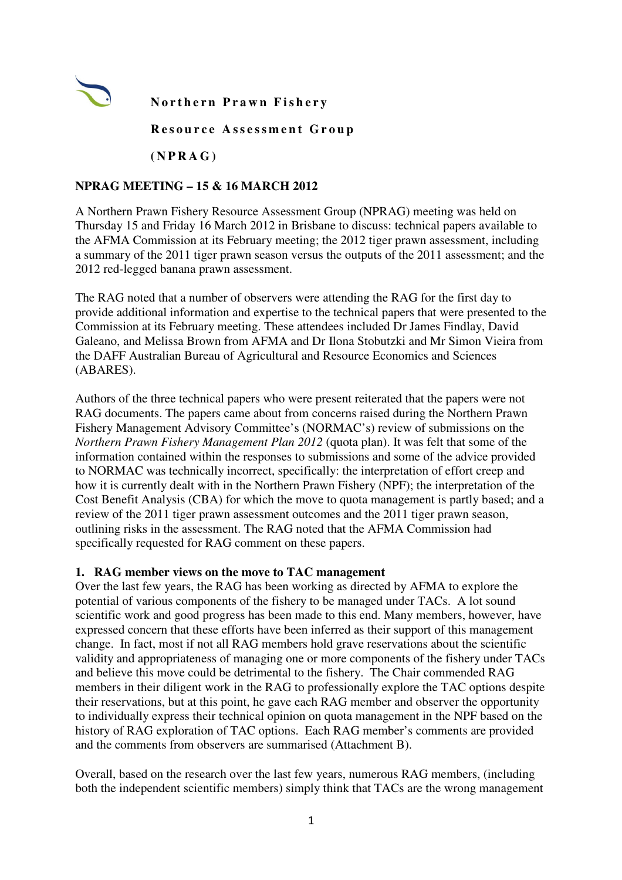**Northern Prawn Fishery**

**Resource Assessment Group**

**(NPRAG)**

## NPRAG MEETING – 15 & 16 MARCH 2012

A Northern Prawn Fishery Resource Assessment Group (NPRAG) meeting was held on Thursday 15 and Friday 16 March 2012 in Brisbane to discuss: technical papers available to the AFMA Commission at its February meeting; the 2012 tiger prawn assessment, including a summary of the 2011 tiger prawn season versus the outputs of the 2011 assessment; and the 2012 red-legged banana prawn assessment.

The RAG noted that a number of observers were attending the RAG for the first day to provide additional information and expertise to the technical papers that were presented to the Commission at its February meeting. These attendees included Dr James Findlay, David Galeano, and Melissa Brown from AFMA and Dr Ilona Stobutzki and Mr Simon Vieira from the DAFF Australian Bureau of Agricultural and Resource Economics and Sciences (ABARES).

Authors of the three technical papers who were present reiterated that the papers were not RAG documents. The papers came about from concerns raised during the Northern Prawn Fishery Management Advisory Committee's (NORMAC's) review of submissions on the *Northern Prawn Fishery Management Plan 2012* (quota plan). It was felt that some of the information contained within the responses to submissions and some of the advice provided to NORMAC was technically incorrect, specifically: the interpretation of effort creep and how it is currently dealt with in the Northern Prawn Fishery (NPF); the interpretation of the Cost Benefit Analysis (CBA) for which the move to quota management is partly based; and a review of the 2011 tiger prawn assessment outcomes and the 2011 tiger prawn season, outlining risks in the assessment. The RAG noted that the AFMA Commission had specifically requested for RAG comment on these papers.

### 1. RAG member views on the move to TAC management

Over the last few years, the RAG has been working as directed by AFMA to explore the potential of various components of the fishery to be managed under TACs. A lot sound scientific work and good progress has been made to this end. Many members, however, have expressed concern that these efforts have been inferred as their support of this management change. In fact, most if not all RAG members hold grave reservations about the scientific validity and appropriateness of managing one or more components of the fishery under TACs and believe this move could be detrimental to the fishery. The Chair commended RAG members in their diligent work in the RAG to professionally explore the TAC options despite their reservations, but at this point, he gave each RAG member and observer the opportunity to individually express their technical opinion on quota management in the NPF based on the history of RAG exploration of TAC options. Each RAG member's comments are provided and the comments from observers are summarised (Attachment B).

Overall, based on the research over the last few years, numerous RAG members, (including both the independent scientific members) simply think that TACs are the wrong management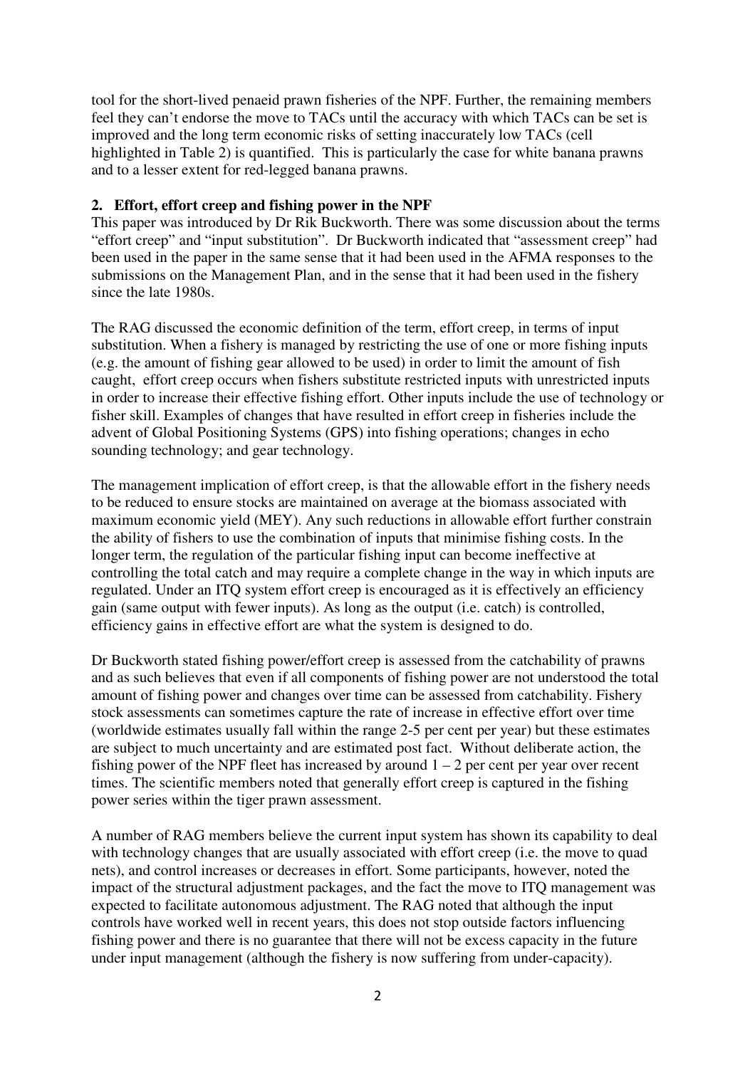tool for the short-lived penaeid prawn fisheries of the NPF. Further, the remaining members feel they can't endorse the move to TACs until the accuracy with which TACs can be set is improved and the long term economic risks of setting inaccurately low TACs (cell highlighted in Table 2) is quantified. This is particularly the case for white banana prawns and to a lesser extent for red-legged banana prawns.

**2. Effort, effort creep and fishing power in the NPF**

This paper was introduced by Dr Rik Buckworth. There was some discussion about the terms "effort creep" and "input substitution". Dr Buckworth indicated that "assessment creep" had been used in the paper in the same sense that it had been used in the AFMA responses to the submissions on the Management Plan, and in the sense that it had been used in the fishery since the late 1980s.

The RAG discussed the economic definition of the term, effort creep, in terms of input substitution. When a fishery is managed by restricting the use of one or more fishing inputs (e.g. the amount of fishing gear allowed to be used) in order to limit the amount of fish caught, effort creep occurs when fishers substitute restricted inputs with unrestricted inputs in order to increase their effective fishing effort. Other inputs include the use of technology or fisher skill. Examples of changes that have resulted in effort creep in fisheries include the advent of Global Positioning Systems (GPS) into fishing operations; changes in echo sounding technology; and gear technology.

The management implication of effort creep, is that the allowable effort in the fishery needs to be reduced to ensure stocks are maintained on average at the biomass associated with maximum economic yield (MEY). Any such reductions in allowable effort further constrain the ability of fishers to use the combination of inputs that minimise fishing costs. In the longer term, the regulation of the particular fishing input can become ineffective at controlling the total catch and may require a complete change in the way in which inputs are regulated. Under an ITQ system effort creep is encouraged as it is effectively an efficiency gain (same output with fewer inputs). As long as the output (i.e. catch) is controlled, efficiency gains in effective effort are what the system is designed to do.

Dr Buckworth stated fishing power/effort creep is assessed from the catchability of prawns and as such believes that even if all components of fishing power are not understood the total amount of fishing power and changes over time can be assessed from catchability. Fishery stock assessments can sometimes capture the rate of increase in effective effort over time (worldwide estimates usually fall within the range 2-5 per cent per year) but these estimates are subject to much uncertainty and are estimated post fact. Without deliberate action, the fishing power of the NPF fleet has increased by around 1 – 2 per cent per year over recent times. The scientific members noted that generally effort creep is captured in the fishing power series within the tiger prawn assessment.

A number of RAG members believe the current input system has shown its capability to deal with technology changes that are usually associated with effort creep (i.e. the move to quad nets), and control increases or decreases in effort. Some participants, however, noted the impact of the structural adjustment packages, and the fact the move to ITQ management was expected to facilitate autonomous adjustment. The RAG noted that although the input controls have worked well in recent years, this does not stop outside factors influencing fishing power and there is no guarantee that there will not be excess capacity in the future under input management (although the fishery is now suffering from under-capacity).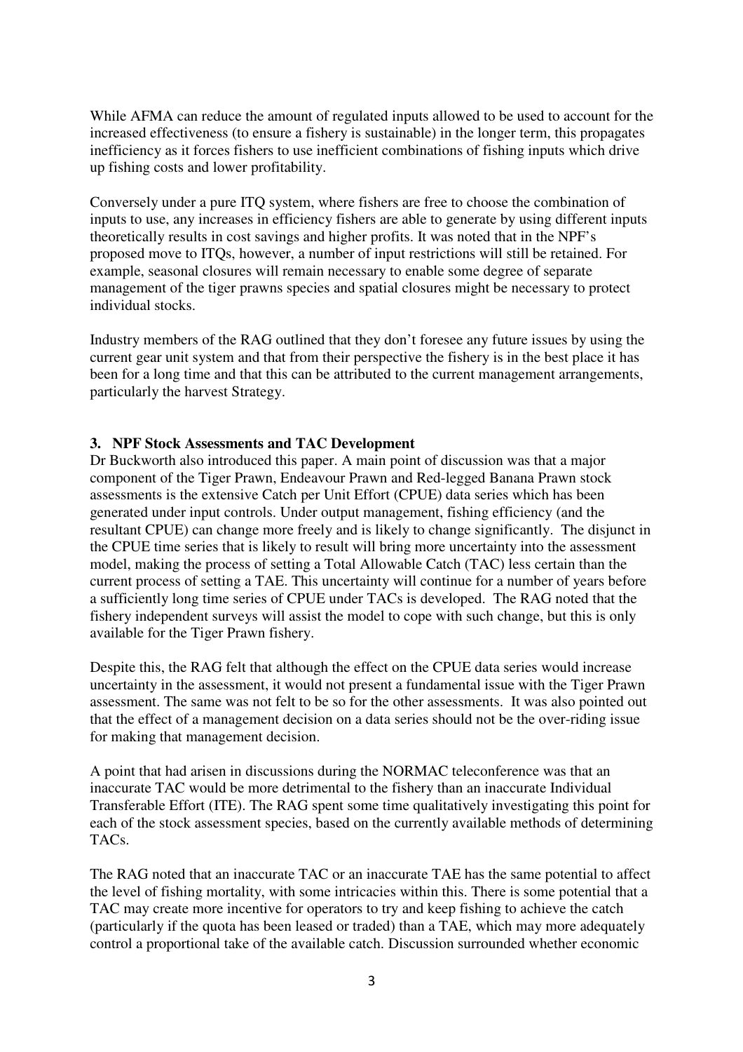While AFMA can reduce the amount of regulated inputs allowed to be used to account for the increased effectiveness (to ensure a fishery is sustainable) in the longer term, this propagates inefficiency as it forces fishers to use inefficient combinations of fishing inputs which drive up fishing costs and lower profitability.

Conversely under a pure ITQ system, where fishers are free to choose the combination of inputs to use, any increases in efficiency fishers are able to generate by using different inputs theoretically results in cost savings and higher profits. It was noted that in the NPF's proposed move to ITQs, however, a number of input restrictions will still be retained. For example, seasonal closures will remain necessary to enable some degree of separate management of the tiger prawns species and spatial closures might be necessary to protect individual stocks.

Industry members of the RAG outlined that they don't foresee any future issues by using the current gear unit system and that from their perspective the fishery is in the best place it has been for a long time and that this can be attributed to the current management arrangements, particularly the harvest Strategy.

### 3. NPF Stock Assessments and TAC Development

Dr Buckworth also introduced this paper. A main point of discussion was that a major component of the Tiger Prawn, Endeavour Prawn and Red-legged Banana Prawn stock assessments is the extensive Catch per Unit Effort (CPUE) data series which has been generated under input controls. Under output management, fishing efficiency (and the resultant CPUE) can change more freely and is likely to change significantly. The disjunct in the CPUE time series that is likely to result will bring more uncertainty into the assessment model, making the process of setting a Total Allowable Catch (TAC) less certain than the current process of setting a TAE. This uncertainty will continue for a number of years before a sufficiently long time series of CPUE under TACs is developed. The RAG noted that the fishery independent surveys will assist the model to cope with such change, but this is only available for the Tiger Prawn fishery.

Despite this, the RAG felt that although the effect on the CPUE data series would increase uncertainty in the assessment, it would not present a fundamental issue with the Tiger Prawn assessment. The same was not felt to be so for the other assessments. It was also pointed out that the effect of a management decision on a data series should not be the over-riding issue for making that management decision.

A point that had arisen in discussions during the NORMAC teleconference was that an inaccurate TAC would be more detrimental to the fishery than an inaccurate Individual Transferable Effort (ITE). The RAG spent some time qualitatively investigating this point for each of the stock assessment species, based on the currently available methods of determining TACs.

The RAG noted that an inaccurate TAC or an inaccurate TAE has the same potential to affect the level of fishing mortality, with some intricacies within this. There is some potential that a TAC may create more incentive for operators to try and keep fishing to achieve the catch (particularly if the quota has been leased or traded) than a TAE, which may more adequately control a proportional take of the available catch. Discussion surrounded whether economic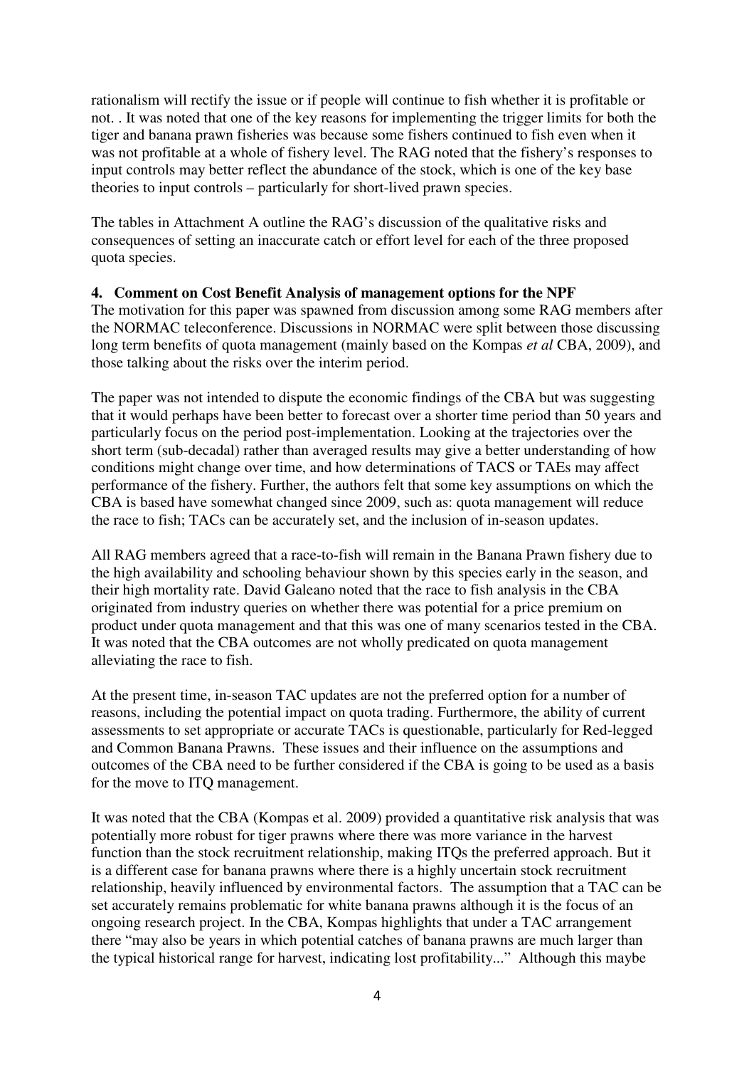rationalism will rectify the issue or if people will continue to fish whether it is profitable or not. . It was noted that one of the key reasons for implementing the trigger limits for both the tiger and banana prawn fisheries was because some fishers continued to fish even when it was not profitable at a whole of fishery level. The RAG noted that the fishery's responses to input controls may better reflect the abundance of the stock, which is one of the key base theories to input controls – particularly for short-lived prawn species.

The tables in Attachment A outline the RAG's discussion of the qualitative risks and consequences of setting an inaccurate catch or effort level for each of the three proposed quota species.

## 4. Comment on Cost Benefit Analysis of management options for the NPF

The motivation for this paper was spawned from discussion among some RAG members after the NORMAC teleconference. Discussions in NORMAC were split between those discussing long term benefits of quota management (mainly based on the Kompas *et al* CBA, 2009), and those talking about the risks over the interim period.

The paper was not intended to dispute the economic findings of the CBA but was suggesting that it would perhaps have been better to forecast over a shorter time period than 50 years and particularly focus on the period post-implementation. Looking at the trajectories over the short term (sub-decadal) rather than averaged results may give a better understanding of how conditions might change over time, and how determinations of TACS or TAEs may affect performance of the fishery. Further, the authors felt that some key assumptions on which the CBA is based have somewhat changed since 2009, such as: quota management will reduce the race to fish; TACs can be accurately set, and the inclusion of in-season updates.

All RAG members agreed that a race-to-fish will remain in the Banana Prawn fishery due to the high availability and schooling behaviour shown by this species early in the season, and their high mortality rate. David Galeano noted that the race to fish analysis in the CBA originated from industry queries on whether there was potential for a price premium on product under quota management and that this was one of many scenarios tested in the CBA. It was noted that the CBA outcomes are not wholly predicated on quota management alleviating the race to fish.

At the present time, in-season TAC updates are not the preferred option for a number of reasons, including the potential impact on quota trading. Furthermore, the ability of current assessments to set appropriate or accurate TACs is questionable, particularly for Red-legged and Common Banana Prawns. These issues and their influence on the assumptions and outcomes of the CBA need to be further considered if the CBA is going to be used as a basis for the move to ITQ management.

It was noted that the CBA (Kompas et al. 2009) provided a quantitative risk analysis that was potentially more robust for tiger prawns where there was more variance in the harvest function than the stock recruitment relationship, making ITQs the preferred approach. But it is a different case for banana prawns where there is a highly uncertain stock recruitment relationship, heavily influenced by environmental factors. The assumption that a TAC can be set accurately remains problematic for white banana prawns although it is the focus of an ongoing research project. In the CBA, Kompas highlights that under a TAC arrangement there "may also be years in which potential catches of banana prawns are much larger than the typical historical range for harvest, indicating lost profitability..." Although this maybe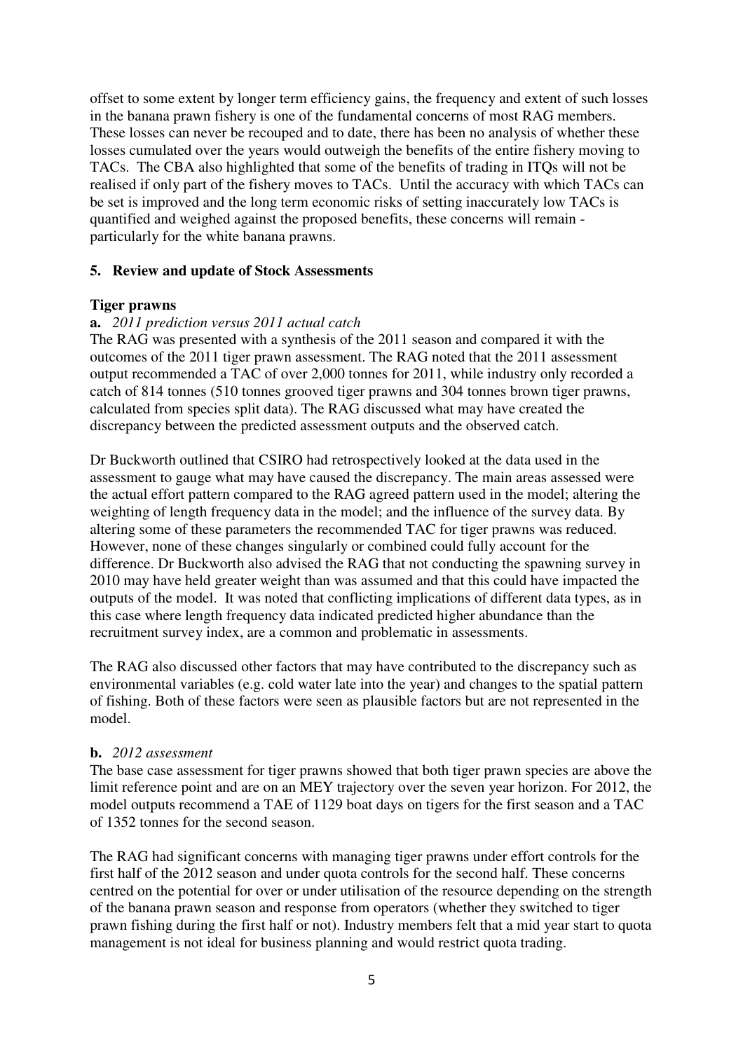offset to some extent by longer term efficiency gains, the frequency and extent of such losses in the banana prawn fishery is one of the fundamental concerns of most RAG members. These losses can never be recouped and to date, there has been no analysis of whether these losses cumulated over the years would outweigh the benefits of the entire fishery moving to TACs. The CBA also highlighted that some of the benefits of trading in ITQs will not be realised if only part of the fishery moves to TACs. Until the accuracy with which TACs can be set is improved and the long term economic risks of setting inaccurately low TACs is quantified and weighed against the proposed benefits, these concerns will remain - particularly for the white banana prawns.

## 5. Review and update of Stock Assessments

### Tiger prawns

**a.** *2011 prediction versus 2011 actual catch*

The RAG was presented with a synthesis of the 2011 season and compared it with the outcomes of the 2011 tiger prawn assessment. The RAG noted that the 2011 assessment output recommended a TAC of over 2,000 tonnes for 2011, while industry only recorded a catch of 814 tonnes (510 tonnes grooved tiger prawns and 304 tonnes brown tiger prawns, calculated from species split data). The RAG discussed what may have created the discrepancy between the predicted assessment outputs and the observed catch.

Dr Buckworth outlined that CSIRO had retrospectively looked at the data used in the assessment to gauge what may have caused the discrepancy. The main areas assessed were the actual effort pattern compared to the RAG agreed pattern used in the model; altering the weighting of length frequency data in the model; and the influence of the survey data. By altering some of these parameters the recommended TAC for tiger prawns was reduced. However, none of these changes singularly or combined could fully account for the difference. Dr Buckworth also advised the RAG that not conducting the spawning survey in 2010 may have held greater weight than was assumed and that this could have impacted the outputs of the model. It was noted that conflicting implications of different data types, as in this case where length frequency data indicated predicted higher abundance than the recruitment survey index, are a common and problematic in assessments.

The RAG also discussed other factors that may have contributed to the discrepancy such as environmental variables (e.g. cold water late into the year) and changes to the spatial pattern of fishing. Both of these factors were seen as plausible factors but are not represented in the model.

**b.** *2012 assessment*

The base case assessment for tiger prawns showed that both tiger prawn species are above the limit reference point and are on an MEY trajectory over the seven year horizon. For 2012, the model outputs recommend a TAE of 1129 boat days on tigers for the first season and a TAC of 1352 tonnes for the second season.

The RAG had significant concerns with managing tiger prawns under effort controls for the first half of the 2012 season and under quota controls for the second half. These concerns centred on the potential for over or under utilisation of the resource depending on the strength of the banana prawn season and response from operators (whether they switched to tiger prawn fishing during the first half or not). Industry members felt that a mid year start to quota management is not ideal for business planning and would restrict quota trading.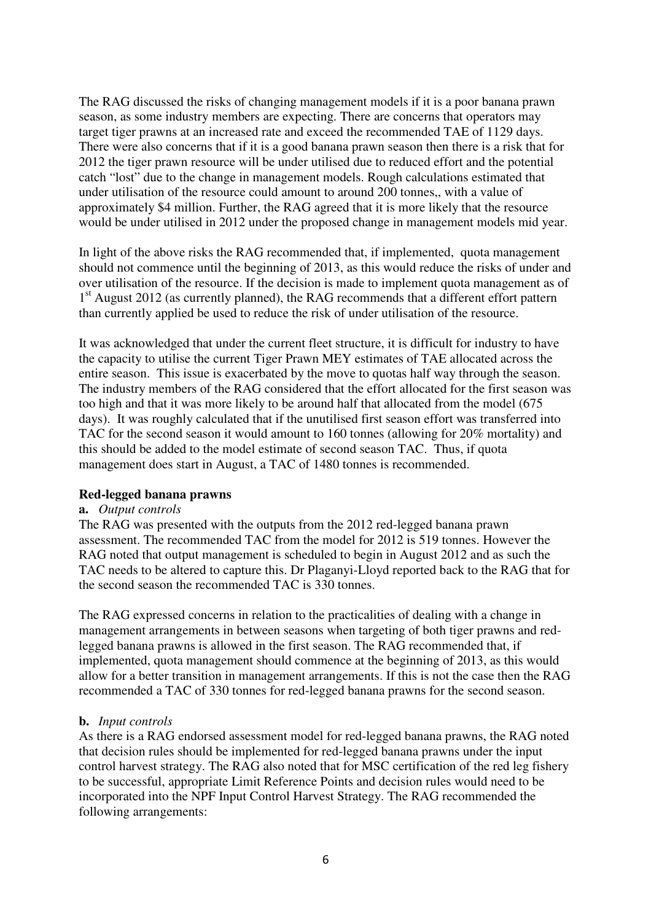The RAG discussed the risks of changing management models if it is a poor banana prawn season, as some industry members are expecting. There are concerns that operators may target tiger prawns at an increased rate and exceed the recommended TAE of 1129 days. There were also concerns that if it is a good banana prawn season then there is a risk that for 2012 the tiger prawn resource will be under utilised due to reduced effort and the potential catch "lost" due to the change in management models. Rough calculations estimated that under utilisation of the resource could amount to around 200 tonnes,, with a value of approximately $4 million. Further, the RAG agreed that it is more likely that the resource would be under utilised in 2012 under the proposed change in management models mid year.

In light of the above risks the RAG recommended that, if implemented, quota management should not commence until the beginning of 2013, as this would reduce the risks of under and over utilisation of the resource. If the decision is made to implement quota management as of 1st August 2012 (as currently planned), the RAG recommends that a different effort pattern than currently applied be used to reduce the risk of under utilisation of the resource.

It was acknowledged that under the current fleet structure, it is difficult for industry to have the capacity to utilise the current Tiger Prawn MEY estimates of TAE allocated across the entire season. This issue is exacerbated by the move to quotas half way through the season. The industry members of the RAG considered that the effort allocated for the first season was too high and that it was more likely to be around half that allocated from the model (675 days). It was roughly calculated that if the unutilised first season effort was transferred into TAC for the second season it would amount to 160 tonnes (allowing for 20% mortality) and this should be added to the model estimate of second season TAC. Thus, if quota management does start in August, a TAC of 1480 tonnes is recommended.

**Red-legged banana prawns**

**a.** *Output controls*

The RAG was presented with the outputs from the 2012 red-legged banana prawn assessment. The recommended TAC from the model for 2012 is 519 tonnes. However the RAG noted that output management is scheduled to begin in August 2012 and as such the TAC needs to be altered to capture this. Dr Plaganyi-Lloyd reported back to the RAG that for the second season the recommended TAC is 330 tonnes.

The RAG expressed concerns in relation to the practicalities of dealing with a change in management arrangements in between seasons when targeting of both tiger prawns and red-legged banana prawns is allowed in the first season. The RAG recommended that, if implemented, quota management should commence at the beginning of 2013, as this would allow for a better transition in management arrangements. If this is not the case then the RAG recommended a TAC of 330 tonnes for red-legged banana prawns for the second season.

**b.** *Input controls*

As there is a RAG endorsed assessment model for red-legged banana prawns, the RAG noted that decision rules should be implemented for red-legged banana prawns under the input control harvest strategy. The RAG also noted that for MSC certification of the red leg fishery to be successful, appropriate Limit Reference Points and decision rules would need to be incorporated into the NPF Input Control Harvest Strategy. The RAG recommended the following arrangements: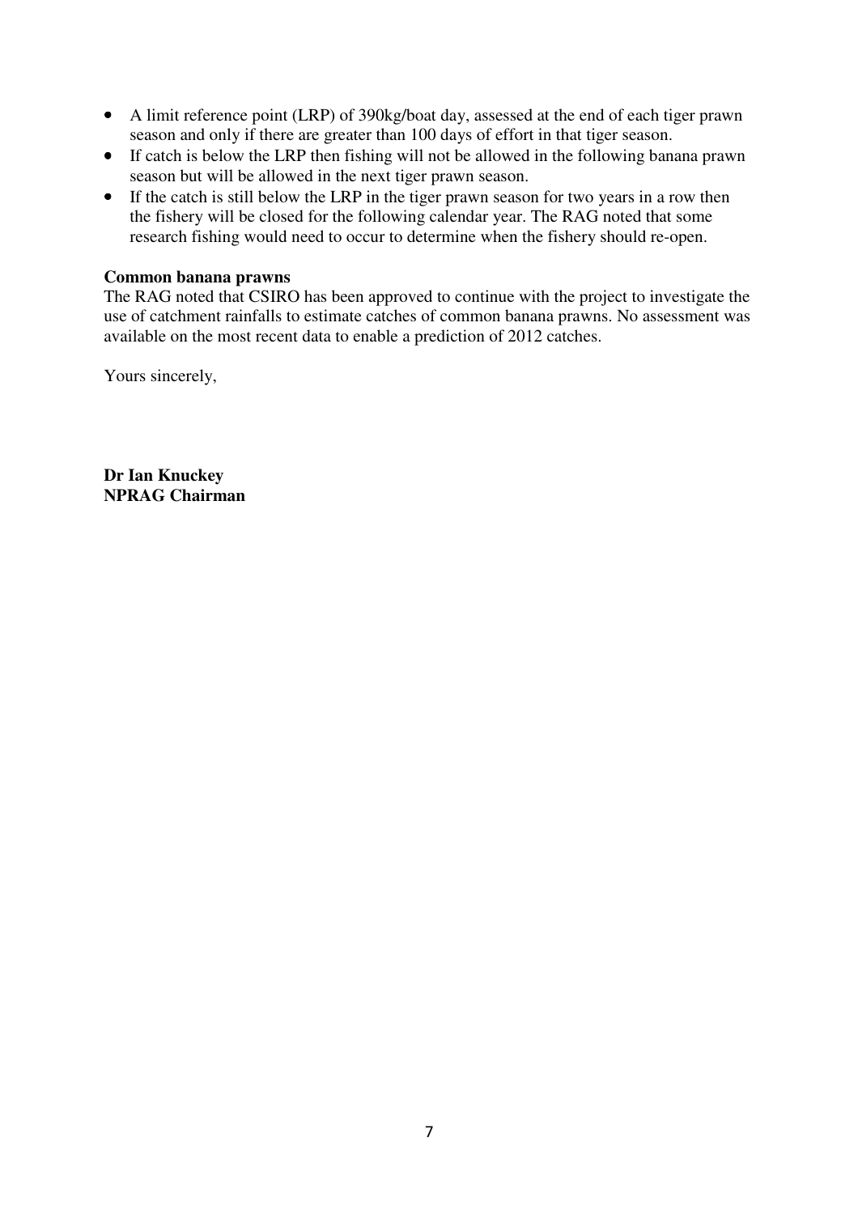- A limit reference point (LRP) of 390kg/boat day, assessed at the end of each tiger prawn season and only if there are greater than 100 days of effort in that tiger season.
- If catch is below the LRP then fishing will not be allowed in the following banana prawn season but will be allowed in the next tiger prawn season.
- If the catch is still below the LRP in the tiger prawn season for two years in a row then the fishery will be closed for the following calendar year. The RAG noted that some research fishing would need to occur to determine when the fishery should re-open.

**Common banana prawns**
The RAG noted that CSIRO has been approved to continue with the project to investigate the use of catchment rainfalls to estimate catches of common banana prawns. No assessment was available on the most recent data to enable a prediction of 2012 catches.

Yours sincerely,

**Dr Ian Knuckey**
**NPRAG Chairman**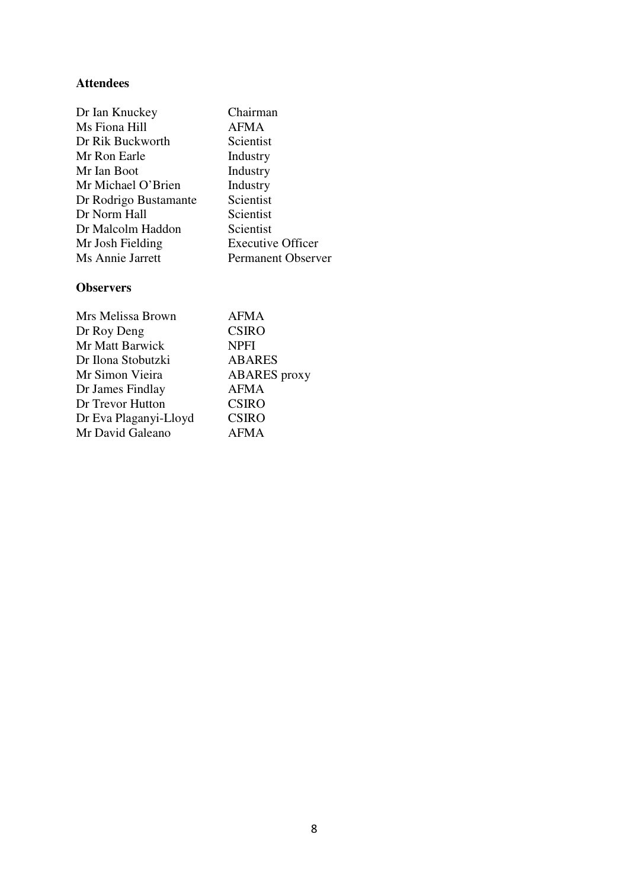**Attendees**

| | |
|---|---|
| Dr Ian Knuckey | Chairman |
| Ms Fiona Hill | AFMA |
| Dr Rik Buckworth | Scientist |
| Mr Ron Earle | Industry |
| Mr Ian Boot | Industry |
| Mr Michael O'Brien | Industry |
| Dr Rodrigo Bustamante | Scientist |
| Dr Norm Hall | Scientist |
| Dr Malcolm Haddon | Scientist |
| Mr Josh Fielding | Executive Officer |
| Ms Annie Jarrett | Permanent Observer |

**Observers**

| | |
|---|---|
| Mrs Melissa Brown | AFMA |
| Dr Roy Deng | CSIRO |
| Mr Matt Barwick | NPFI |
| Dr Ilona Stobutzki | ABARES |
| Mr Simon Vieira | ABARES proxy |
| Dr James Findlay | AFMA |
| Dr Trevor Hutton | CSIRO |
| Dr Eva Plaganyi-Lloyd | CSIRO |
| Mr David Galeano | AFMA |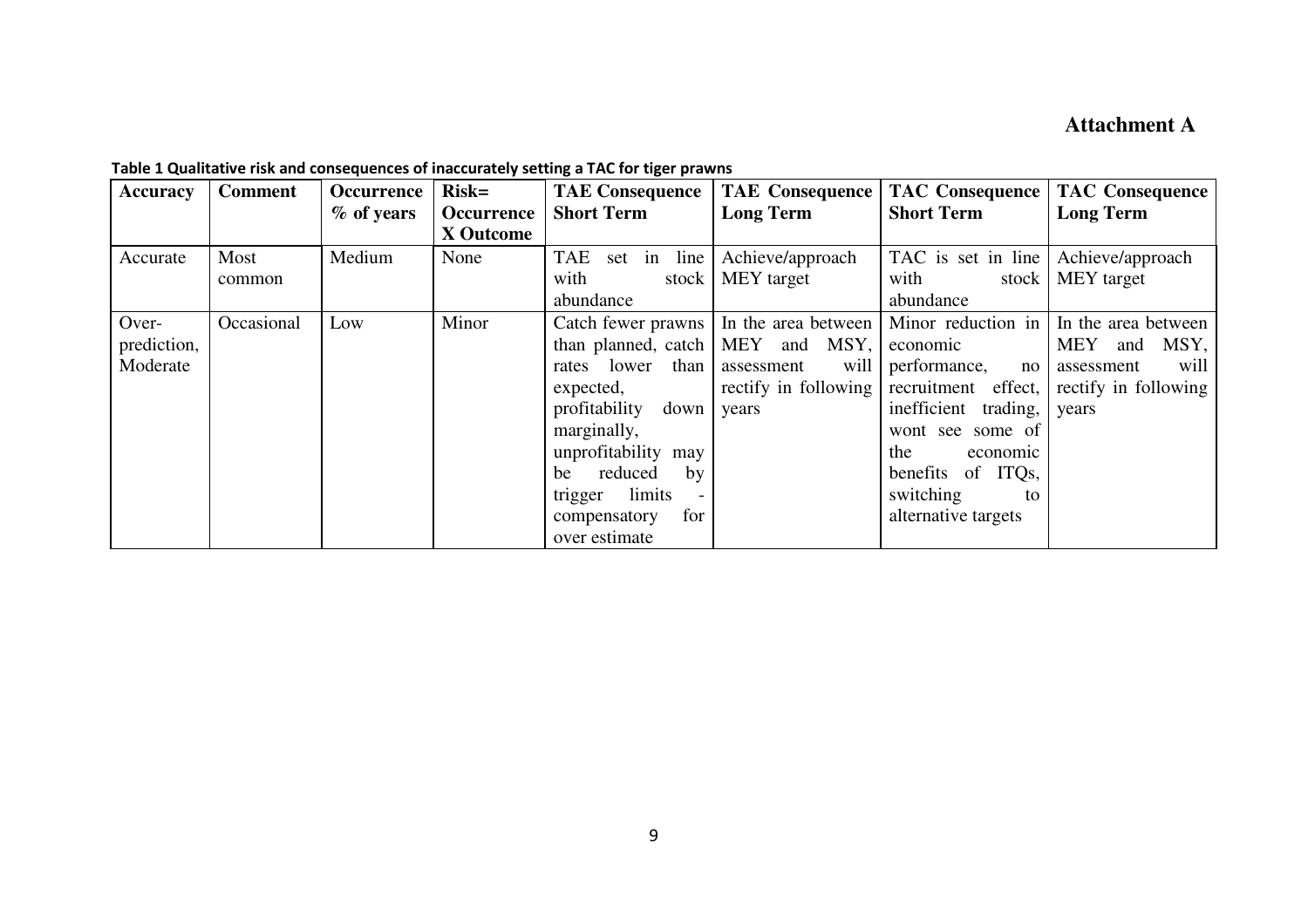## Attachment A

**Table 1 Qualitative risk and consequences of inaccurately setting a TAC for tiger prawns**

| Accuracy | Comment | Occurrence % of years | Risk= Occurrence X Outcome | TAE Consequence Short Term | TAE Consequence Long Term | TAC Consequence Short Term | TAC Consequence Long Term |
|---|---|---|---|---|---|---|---|
| Accurate | Most common | Medium | None | TAE set in line with stock abundance | Achieve/approach MEY target | TAC is set in line with stock abundance | Achieve/approach MEY target |
| Over-prediction, Moderate | Occasional | Low | Minor | Catch fewer prawns than planned, catch rates lower than expected, profitability down marginally, unprofitability may be reduced by trigger limits - compensatory for over estimate | In the area between MEY and MSY, assessment will rectify in following years | Minor reduction in economic performance, no recruitment effect, inefficient trading, wont see some of the economic benefits of ITQs, switching to alternative targets | In the area between MEY and MSY, assessment will rectify in following years |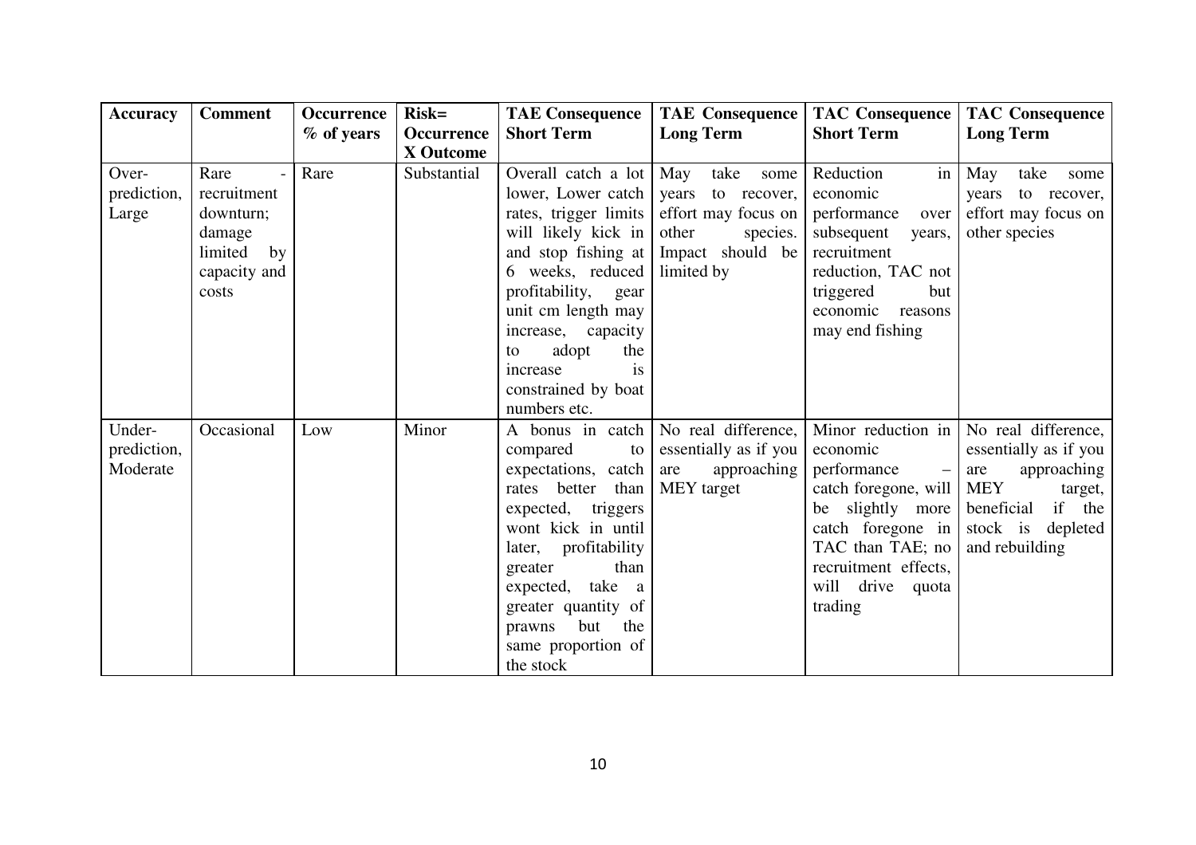| Accuracy | Comment | Occurrence % of years | Risk= Occurrence X Outcome | TAE Consequence Short Term | TAE Consequence Long Term | TAC Consequence Short Term | TAC Consequence Long Term |
|---|---|---|---|---|---|---|---|
| Over-prediction, Large | Rare - recruitment downturn; damage limited by capacity and costs | Rare | Substantial | Overall catch a lot lower, Lower catch rates, trigger limits will likely kick in and stop fishing at 6 weeks, reduced profitability, gear unit cm length may increase, capacity to adopt the increase is constrained by boat numbers etc. | May take some years to recover, effort may focus on other species. Impact should be limited by | Reduction in economic performance over subsequent years, recruitment reduction, TAC not triggered but economic reasons may end fishing | May take some years to recover, effort may focus on other species |
| Under-prediction, Moderate | Occasional | Low | Minor | A bonus in catch compared to expectations, catch rates better than expected, triggers wont kick in until later, profitability greater than expected, take a greater quantity of prawns but the same proportion of the stock | No real difference, essentially as if you are approaching MEY target | Minor reduction in economic performance – catch foregone, will be slightly more catch foregone in TAC than TAE; no recruitment effects, will drive quota trading | No real difference, essentially as if you are approaching MEY target, beneficial if the stock is depleted and rebuilding |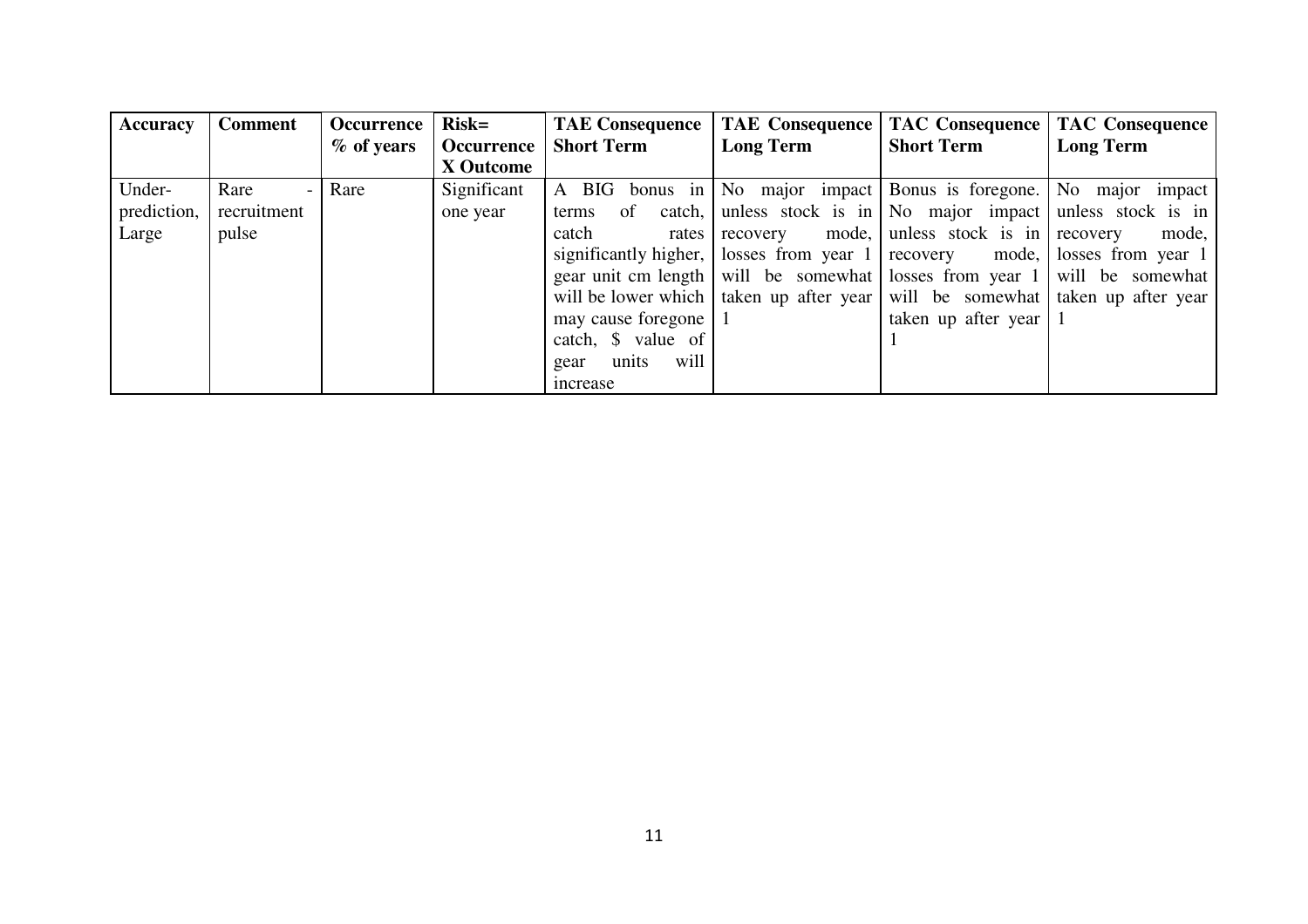| Accuracy | Comment | Occurrence % of years | Risk= Occurrence X Outcome | TAE Consequence Short Term | TAE Consequence Long Term | TAC Consequence Short Term | TAC Consequence Long Term |
|---|---|---|---|---|---|---|---|
| Under-prediction, Large | Rare - recruitment pulse | Rare | Significant one year | A BIG bonus in terms of catch, catch rates significantly higher, gear unit cm length will be lower which may cause foregone catch, $ value of gear units will increase | No major impact unless stock is in recovery mode, losses from year 1 will be somewhat taken up after year 1 | Bonus is foregone. No major impact unless stock is in recovery mode, losses from year 1 will be somewhat taken up after year 1 | No major impact unless stock is in recovery mode, losses from year 1 will be somewhat taken up after year 1 |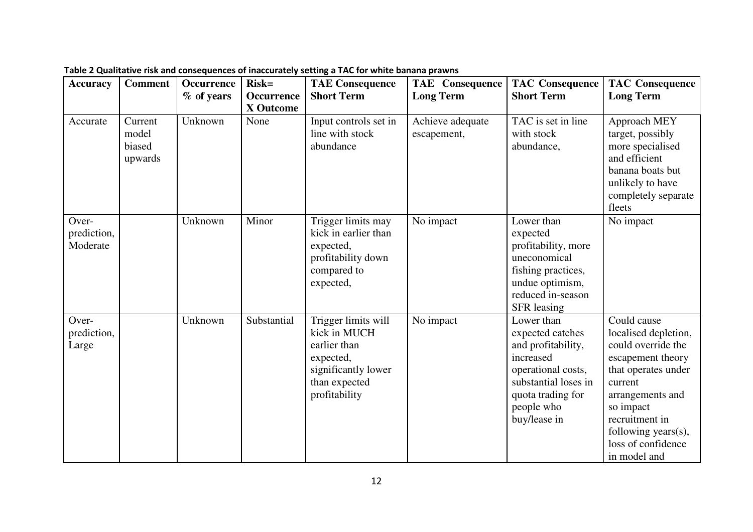**Table 2 Qualitative risk and consequences of inaccurately setting a TAC for white banana prawns**

| Accuracy | Comment | Occurrence % of years | Risk= Occurrence X Outcome | TAE Consequence Short Term | TAE Consequence Long Term | TAC Consequence Short Term | TAC Consequence Long Term |
|---|---|---|---|---|---|---|---|
| Accurate | Current model biased upwards | Unknown | None | Input controls set in line with stock abundance | Achieve adequate escapement, | TAC is set in line with stock abundance, | Approach MEY target, possibly more specialised and efficient banana boats but unlikely to have completely separate fleets |
| Over-prediction, Moderate | | Unknown | Minor | Trigger limits may kick in earlier than expected, profitability down compared to expected, | No impact | Lower than expected profitability, more uneconomical fishing practices, undue optimism, reduced in-season SFR leasing | No impact |
| Over-prediction, Large | | Unknown | Substantial | Trigger limits will kick in MUCH earlier than expected, significantly lower than expected profitability | No impact | Lower than expected catches and profitability, increased operational costs, substantial loses in quota trading for people who buy/lease in | Could cause localised depletion, could override the escapement theory that operates under current arrangements and so impact recruitment in following years(s), loss of confidence in model and |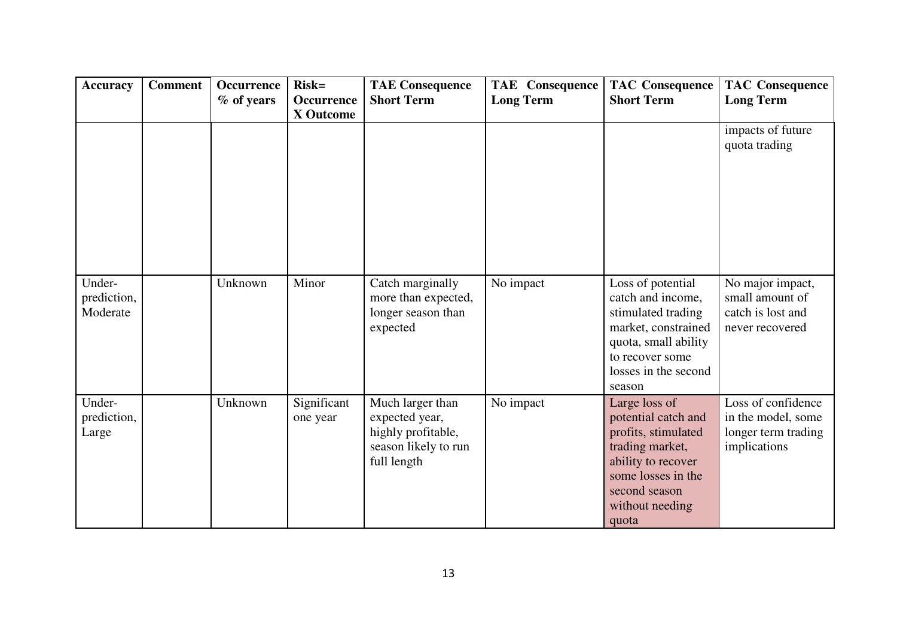| Accuracy | Comment | Occurrence % of years | Risk= Occurrence X Outcome | TAE Consequence Short Term | TAE Consequence Long Term | TAC Consequence Short Term | TAC Consequence Long Term |
|---|---|---|---|---|---|---|---|
| | | | | | | | impacts of future quota trading |
| Under-prediction, Moderate | | Unknown | Minor | Catch marginally more than expected, longer season than expected | No impact | Loss of potential catch and income, stimulated trading market, constrained quota, small ability to recover some losses in the second season | No major impact, small amount of catch is lost and never recovered |
| Under-prediction, Large | | Unknown | Significant one year | Much larger than expected year, highly profitable, season likely to run full length | No impact | Large loss of potential catch and profits, stimulated trading market, ability to recover some losses in the second season without needing quota | Loss of confidence in the model, some longer term trading implications |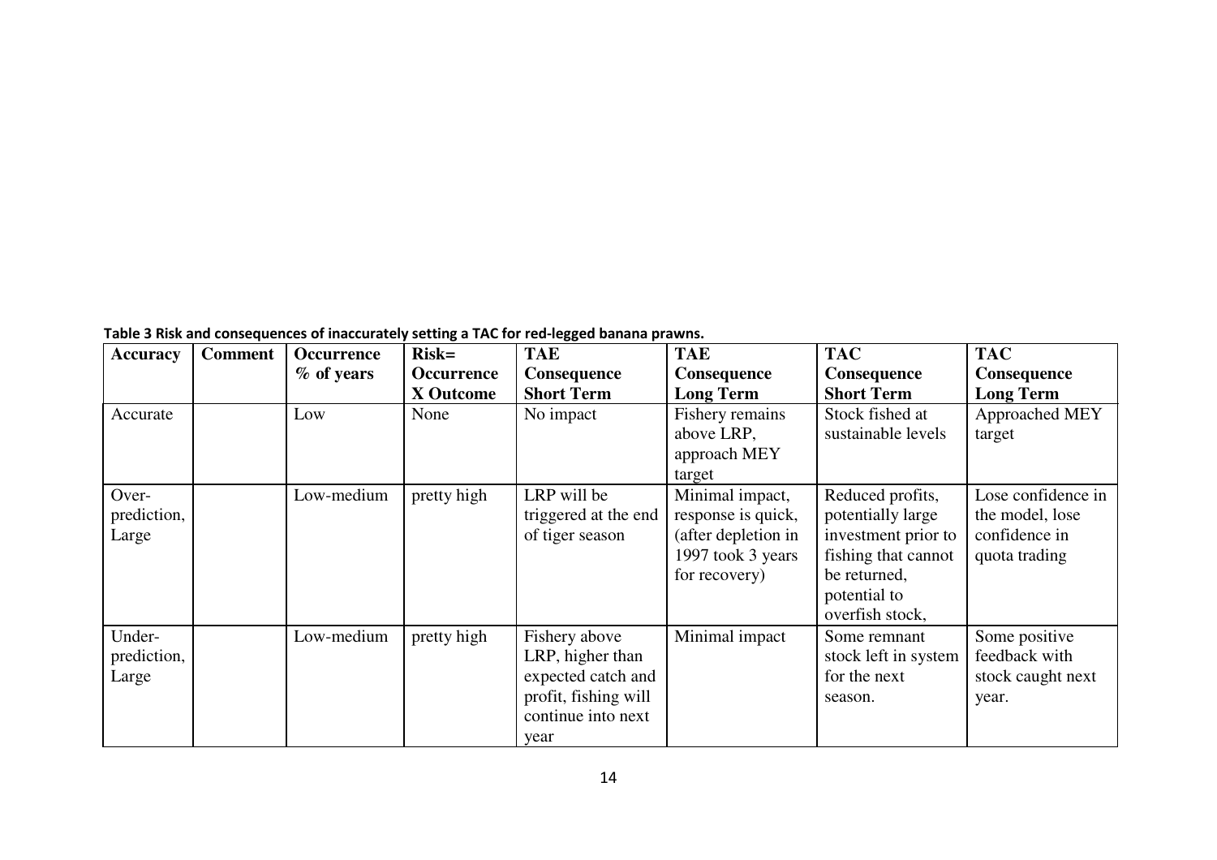**Table 3 Risk and consequences of inaccurately setting a TAC for red-legged banana prawns.**

| Accuracy | Comment | Occurrence % of years | Risk= Occurrence X Outcome | TAE Consequence Short Term | TAE Consequence Long Term | TAC Consequence Short Term | TAC Consequence Long Term |
|---|---|---|---|---|---|---|---|
| Accurate | | Low | None | No impact | Fishery remains above LRP, approach MEY target | Stock fished at sustainable levels | Approached MEY target |
| Over-prediction, Large | | Low-medium | pretty high | LRP will be triggered at the end of tiger season | Minimal impact, response is quick, (after depletion in 1997 took 3 years for recovery) | Reduced profits, potentially large investment prior to fishing that cannot be returned, potential to overfish stock, | Lose confidence in the model, lose confidence in quota trading |
| Under-prediction, Large | | Low-medium | pretty high | Fishery above LRP, higher than expected catch and profit, fishing will continue into next year | Minimal impact | Some remnant stock left in system for the next season. | Some positive feedback with stock caught next year. |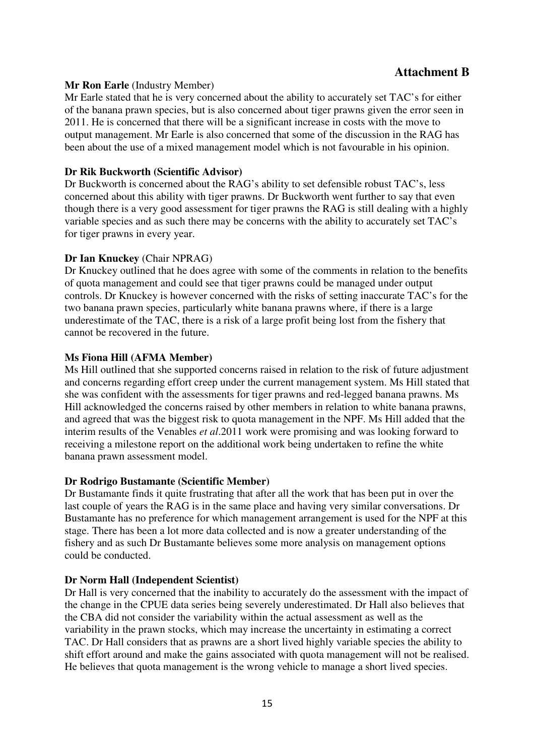## Attachment B

**Mr Ron Earle** (Industry Member)
Mr Earle stated that he is very concerned about the ability to accurately set TAC's for either of the banana prawn species, but is also concerned about tiger prawns given the error seen in 2011. He is concerned that there will be a significant increase in costs with the move to output management. Mr Earle is also concerned that some of the discussion in the RAG has been about the use of a mixed management model which is not favourable in his opinion.

**Dr Rik Buckworth (Scientific Advisor)**
Dr Buckworth is concerned about the RAG's ability to set defensible robust TAC's, less concerned about this ability with tiger prawns. Dr Buckworth went further to say that even though there is a very good assessment for tiger prawns the RAG is still dealing with a highly variable species and as such there may be concerns with the ability to accurately set TAC's for tiger prawns in every year.

**Dr Ian Knuckey** (Chair NPRAG)
Dr Knuckey outlined that he does agree with some of the comments in relation to the benefits of quota management and could see that tiger prawns could be managed under output controls. Dr Knuckey is however concerned with the risks of setting inaccurate TAC's for the two banana prawn species, particularly white banana prawns where, if there is a large underestimate of the TAC, there is a risk of a large profit being lost from the fishery that cannot be recovered in the future.

**Ms Fiona Hill (AFMA Member)**
Ms Hill outlined that she supported concerns raised in relation to the risk of future adjustment and concerns regarding effort creep under the current management system. Ms Hill stated that she was confident with the assessments for tiger prawns and red-legged banana prawns. Ms Hill acknowledged the concerns raised by other members in relation to white banana prawns, and agreed that was the biggest risk to quota management in the NPF. Ms Hill added that the interim results of the Venables *et al*.2011 work were promising and was looking forward to receiving a milestone report on the additional work being undertaken to refine the white banana prawn assessment model.

**Dr Rodrigo Bustamante (Scientific Member)**
Dr Bustamante finds it quite frustrating that after all the work that has been put in over the last couple of years the RAG is in the same place and having very similar conversations. Dr Bustamante has no preference for which management arrangement is used for the NPF at this stage. There has been a lot more data collected and is now a greater understanding of the fishery and as such Dr Bustamante believes some more analysis on management options could be conducted.

**Dr Norm Hall (Independent Scientist)**
Dr Hall is very concerned that the inability to accurately do the assessment with the impact of the change in the CPUE data series being severely underestimated. Dr Hall also believes that the CBA did not consider the variability within the actual assessment as well as the variability in the prawn stocks, which may increase the uncertainty in estimating a correct TAC. Dr Hall considers that as prawns are a short lived highly variable species the ability to shift effort around and make the gains associated with quota management will not be realised. He believes that quota management is the wrong vehicle to manage a short lived species.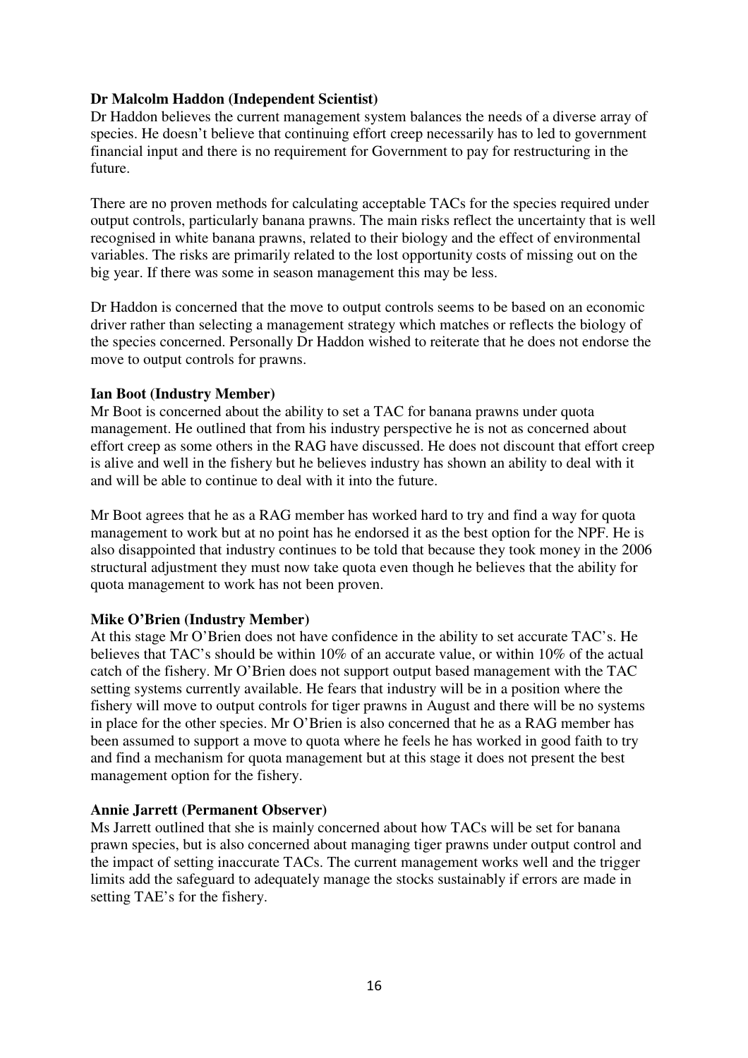**Dr Malcolm Haddon (Independent Scientist)**
Dr Haddon believes the current management system balances the needs of a diverse array of species. He doesn't believe that continuing effort creep necessarily has to led to government financial input and there is no requirement for Government to pay for restructuring in the future.

There are no proven methods for calculating acceptable TACs for the species required under output controls, particularly banana prawns. The main risks reflect the uncertainty that is well recognised in white banana prawns, related to their biology and the effect of environmental variables. The risks are primarily related to the lost opportunity costs of missing out on the big year. If there was some in season management this may be less.

Dr Haddon is concerned that the move to output controls seems to be based on an economic driver rather than selecting a management strategy which matches or reflects the biology of the species concerned. Personally Dr Haddon wished to reiterate that he does not endorse the move to output controls for prawns.

**Ian Boot (Industry Member)**
Mr Boot is concerned about the ability to set a TAC for banana prawns under quota management. He outlined that from his industry perspective he is not as concerned about effort creep as some others in the RAG have discussed. He does not discount that effort creep is alive and well in the fishery but he believes industry has shown an ability to deal with it and will be able to continue to deal with it into the future.

Mr Boot agrees that he as a RAG member has worked hard to try and find a way for quota management to work but at no point has he endorsed it as the best option for the NPF. He is also disappointed that industry continues to be told that because they took money in the 2006 structural adjustment they must now take quota even though he believes that the ability for quota management to work has not been proven.

**Mike O'Brien (Industry Member)**
At this stage Mr O'Brien does not have confidence in the ability to set accurate TAC's. He believes that TAC's should be within 10% of an accurate value, or within 10% of the actual catch of the fishery. Mr O'Brien does not support output based management with the TAC setting systems currently available. He fears that industry will be in a position where the fishery will move to output controls for tiger prawns in August and there will be no systems in place for the other species. Mr O'Brien is also concerned that he as a RAG member has been assumed to support a move to quota where he feels he has worked in good faith to try and find a mechanism for quota management but at this stage it does not present the best management option for the fishery.

**Annie Jarrett (Permanent Observer)**
Ms Jarrett outlined that she is mainly concerned about how TACs will be set for banana prawn species, but is also concerned about managing tiger prawns under output control and the impact of setting inaccurate TACs. The current management works well and the trigger limits add the safeguard to adequately manage the stocks sustainably if errors are made in setting TAE's for the fishery.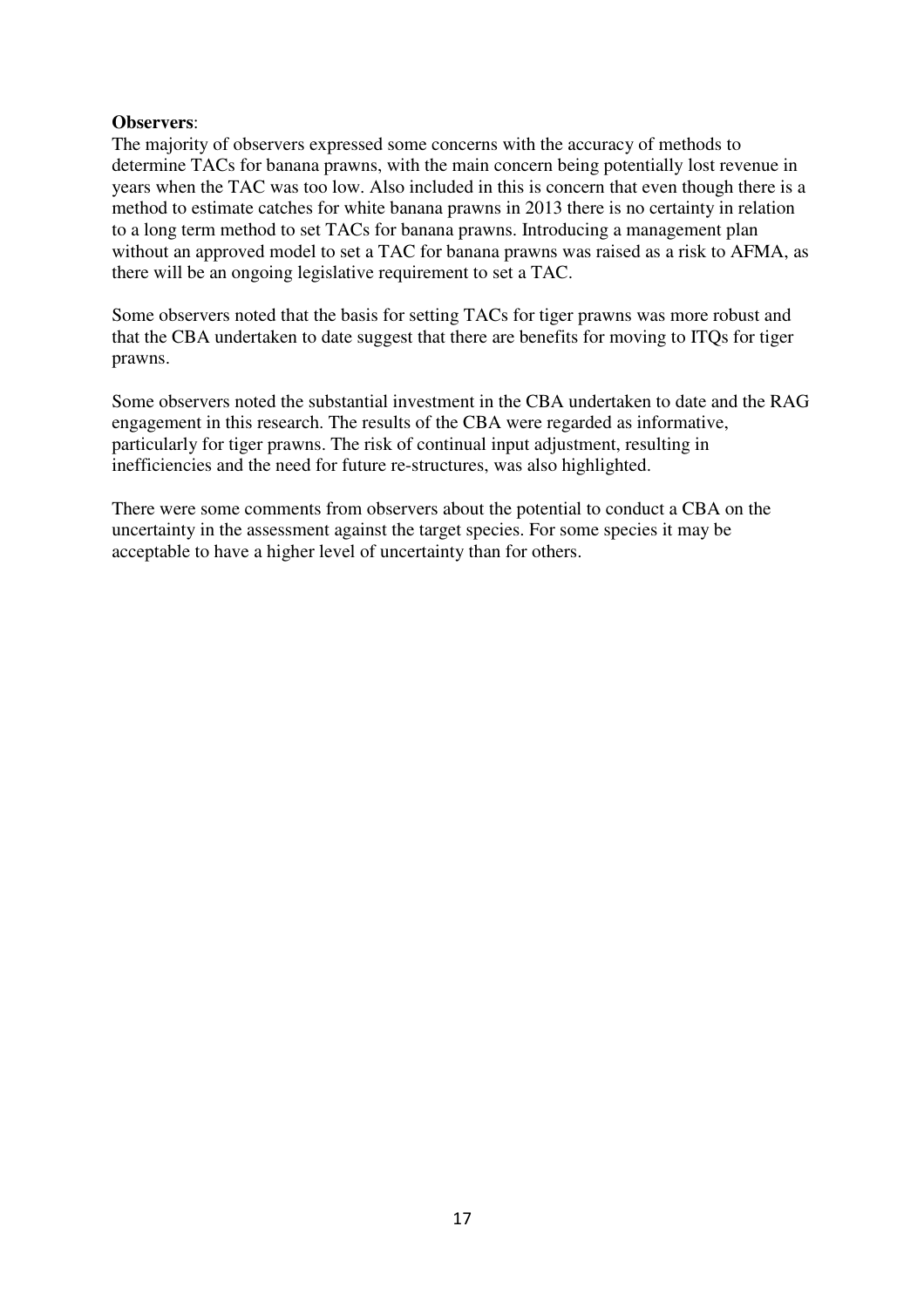**Observers**:

The majority of observers expressed some concerns with the accuracy of methods to determine TACs for banana prawns, with the main concern being potentially lost revenue in years when the TAC was too low. Also included in this is concern that even though there is a method to estimate catches for white banana prawns in 2013 there is no certainty in relation to a long term method to set TACs for banana prawns. Introducing a management plan without an approved model to set a TAC for banana prawns was raised as a risk to AFMA, as there will be an ongoing legislative requirement to set a TAC.

Some observers noted that the basis for setting TACs for tiger prawns was more robust and that the CBA undertaken to date suggest that there are benefits for moving to ITQs for tiger prawns.

Some observers noted the substantial investment in the CBA undertaken to date and the RAG engagement in this research. The results of the CBA were regarded as informative, particularly for tiger prawns. The risk of continual input adjustment, resulting in inefficiencies and the need for future re-structures, was also highlighted.

There were some comments from observers about the potential to conduct a CBA on the uncertainty in the assessment against the target species. For some species it may be acceptable to have a higher level of uncertainty than for others.